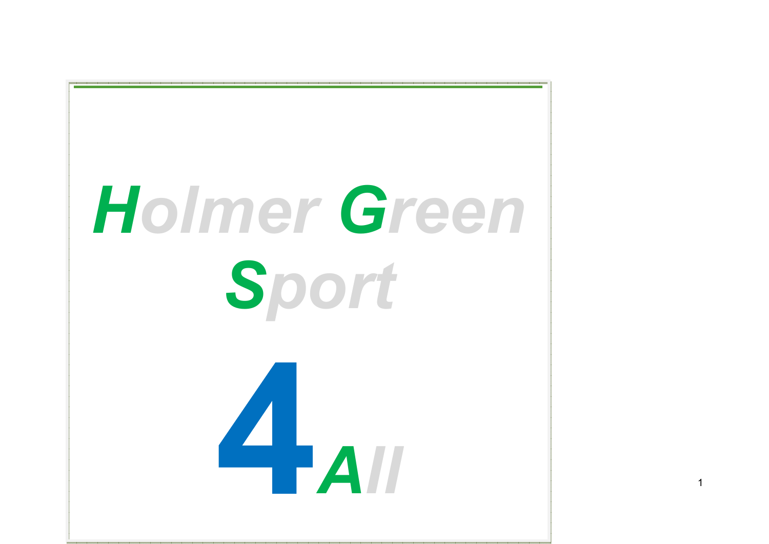# Holmer Green Sport

# 4All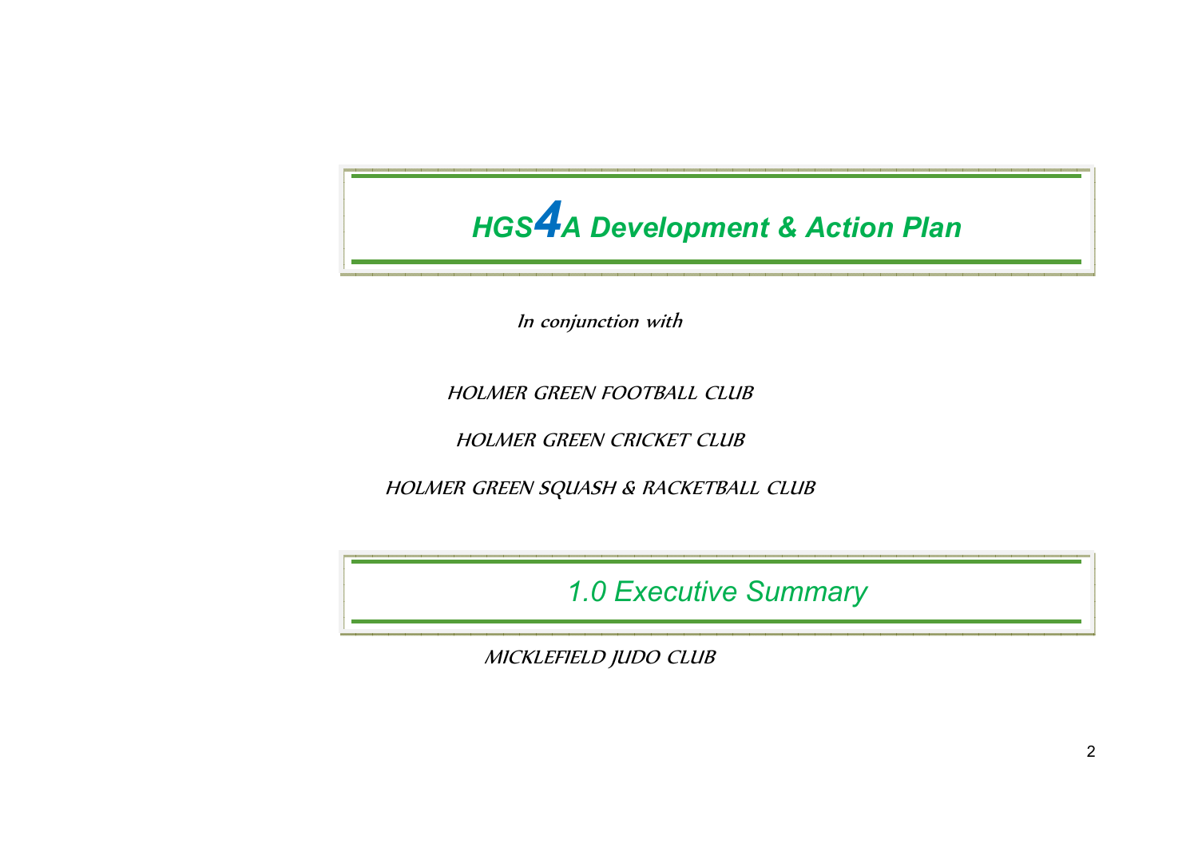# *HGS4A Development & Action Plan*

*In conjunction with*

*HOLMER GREEN FOOTBALL CLUB*

*HOLMER GREEN CRICKET CLUB*

*HOLMER GREEN SQUASH & RACKETBALL CLUB*

## *1.0 Executive Summary*

*MICKLEFIELD JUDO CLUB*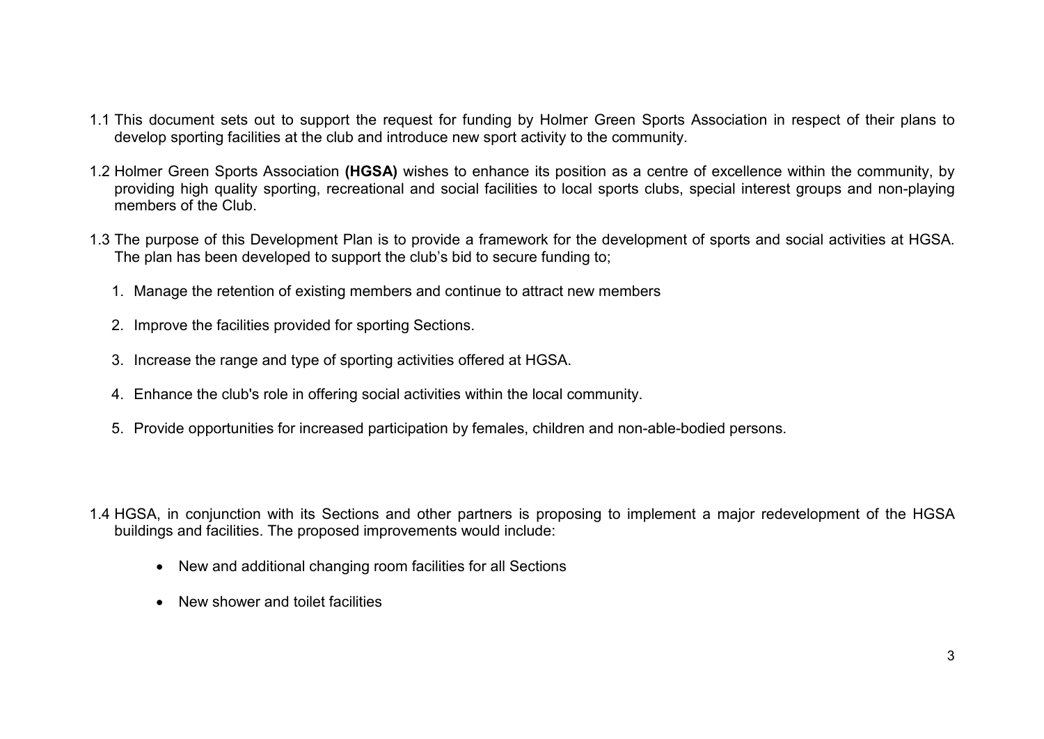1.1 This document sets out to support the request for funding by Holmer Green Sports Association in respect of their plans to develop sporting facilities at the club and introduce new sport activity to the community.

1.2 Holmer Green Sports Association **(HGSA)** wishes to enhance its position as a centre of excellence within the community, by providing high quality sporting, recreational and social facilities to local sports clubs, special interest groups and non-playing members of the Club.

1.3 The purpose of this Development Plan is to provide a framework for the development of sports and social activities at HGSA. The plan has been developed to support the club's bid to secure funding to;

1. Manage the retention of existing members and continue to attract new members
2. Improve the facilities provided for sporting Sections.
3. Increase the range and type of sporting activities offered at HGSA.
4. Enhance the club's role in offering social activities within the local community.
5. Provide opportunities for increased participation by females, children and non-able-bodied persons.

1.4 HGSA, in conjunction with its Sections and other partners is proposing to implement a major redevelopment of the HGSA buildings and facilities. The proposed improvements would include:

- New and additional changing room facilities for all Sections
- New shower and toilet facilities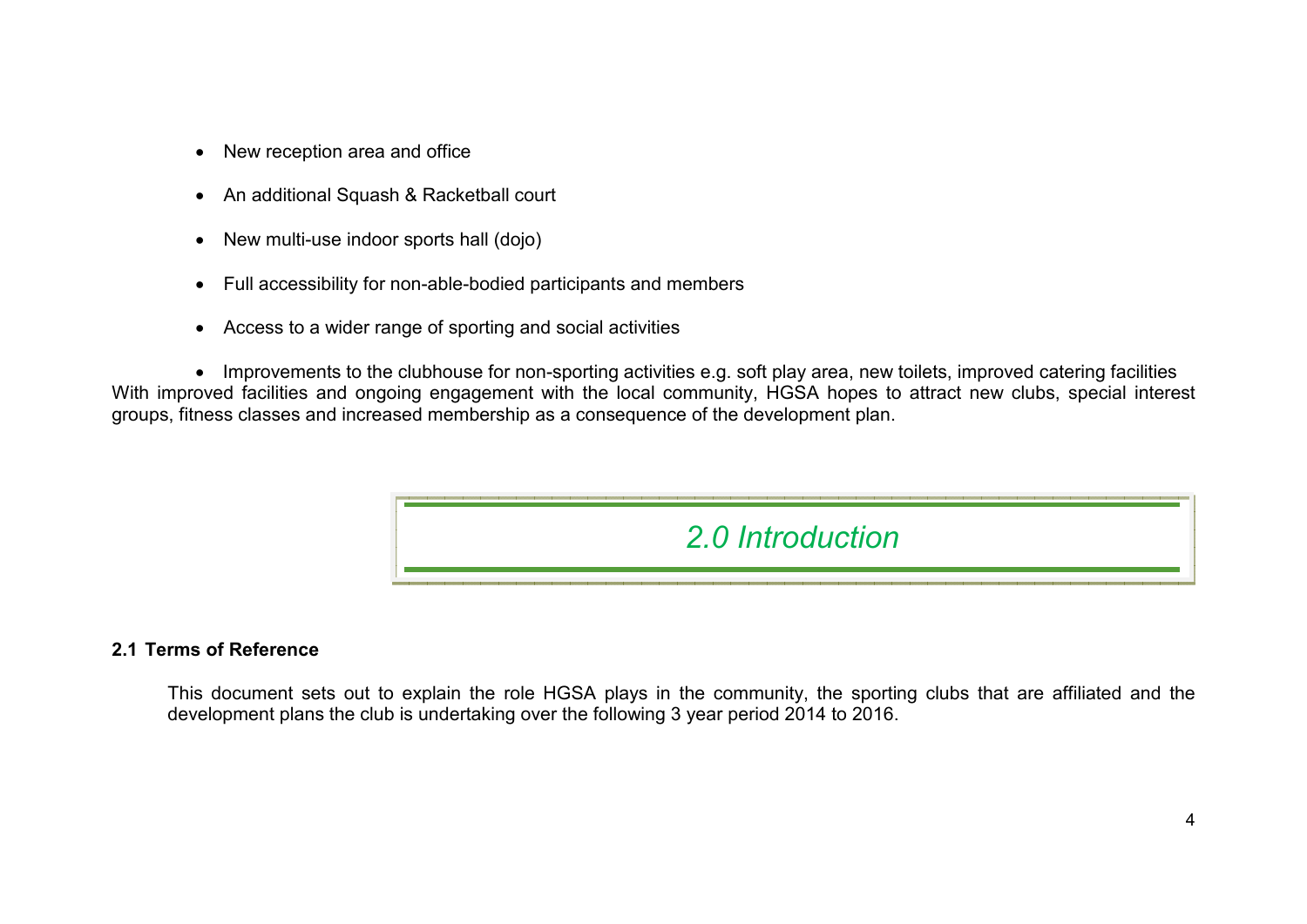- New reception area and office
- An additional Squash & Racketball court
- New multi-use indoor sports hall (dojo)
- Full accessibility for non-able-bodied participants and members
- Access to a wider range of sporting and social activities
- Improvements to the clubhouse for non-sporting activities e.g. soft play area, new toilets, improved catering facilities

With improved facilities and ongoing engagement with the local community, HGSA hopes to attract new clubs, special interest groups, fitness classes and increased membership as a consequence of the development plan.

# *2.0 Introduction*

### 2.1 Terms of Reference

This document sets out to explain the role HGSA plays in the community, the sporting clubs that are affiliated and the development plans the club is undertaking over the following 3 year period 2014 to 2016.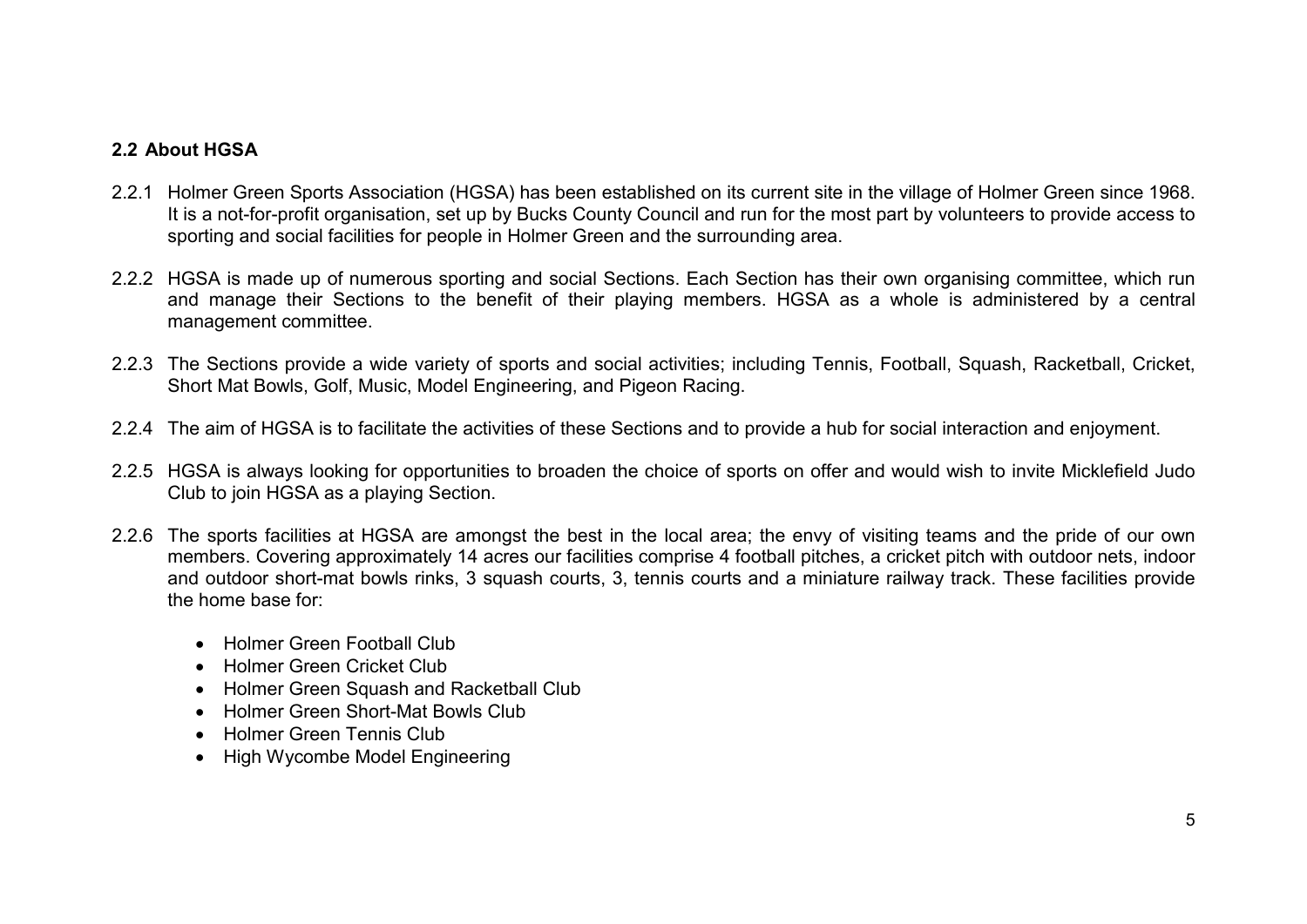### 2.2 About HGSA

2.2.1 Holmer Green Sports Association (HGSA) has been established on its current site in the village of Holmer Green since 1968. It is a not-for-profit organisation, set up by Bucks County Council and run for the most part by volunteers to provide access to sporting and social facilities for people in Holmer Green and the surrounding area.

2.2.2 HGSA is made up of numerous sporting and social Sections. Each Section has their own organising committee, which run and manage their Sections to the benefit of their playing members. HGSA as a whole is administered by a central management committee.

2.2.3 The Sections provide a wide variety of sports and social activities; including Tennis, Football, Squash, Racketball, Cricket, Short Mat Bowls, Golf, Music, Model Engineering, and Pigeon Racing.

2.2.4 The aim of HGSA is to facilitate the activities of these Sections and to provide a hub for social interaction and enjoyment.

2.2.5 HGSA is always looking for opportunities to broaden the choice of sports on offer and would wish to invite Micklefield Judo Club to join HGSA as a playing Section.

2.2.6 The sports facilities at HGSA are amongst the best in the local area; the envy of visiting teams and the pride of our own members. Covering approximately 14 acres our facilities comprise 4 football pitches, a cricket pitch with outdoor nets, indoor and outdoor short-mat bowls rinks, 3 squash courts, 3, tennis courts and a miniature railway track. These facilities provide the home base for:

- Holmer Green Football Club
- Holmer Green Cricket Club
- Holmer Green Squash and Racketball Club
- Holmer Green Short-Mat Bowls Club
- Holmer Green Tennis Club
- High Wycombe Model Engineering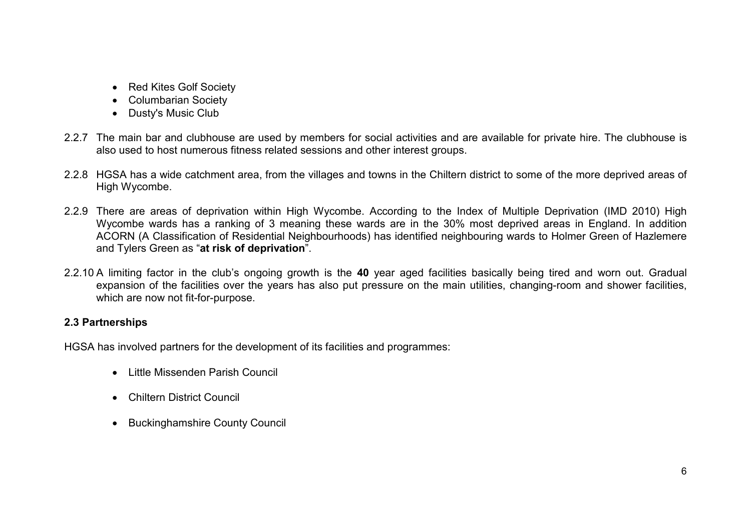- Red Kites Golf Society
- Columbarian Society
- Dusty's Music Club

2.2.7 The main bar and clubhouse are used by members for social activities and are available for private hire. The clubhouse is also used to host numerous fitness related sessions and other interest groups.

2.2.8 HGSA has a wide catchment area, from the villages and towns in the Chiltern district to some of the more deprived areas of High Wycombe.

2.2.9 There are areas of deprivation within High Wycombe. According to the Index of Multiple Deprivation (IMD 2010) High Wycombe wards has a ranking of 3 meaning these wards are in the 30% most deprived areas in England. In addition ACORN (A Classification of Residential Neighbourhoods) has identified neighbouring wards to Holmer Green of Hazlemere and Tylers Green as "**at risk of deprivation**".

2.2.10 A limiting factor in the club's ongoing growth is the **40** year aged facilities basically being tired and worn out. Gradual expansion of the facilities over the years has also put pressure on the main utilities, changing-room and shower facilities, which are now not fit-for-purpose.

### 2.3 Partnerships

HGSA has involved partners for the development of its facilities and programmes:

- Little Missenden Parish Council
- Chiltern District Council
- Buckinghamshire County Council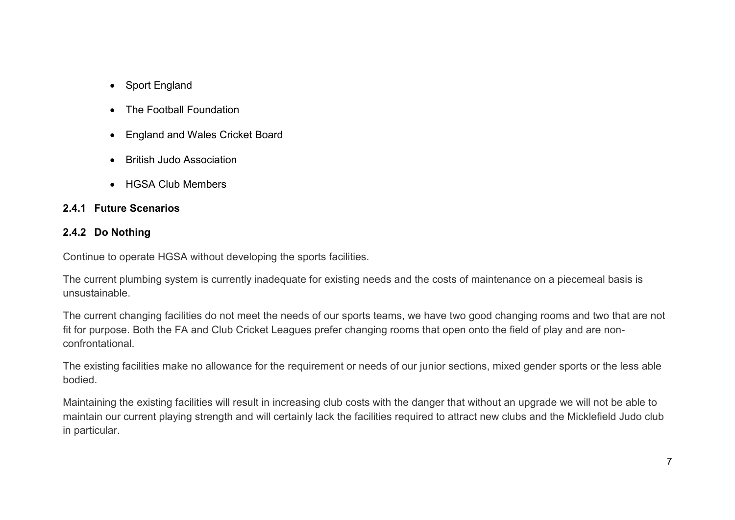- Sport England
- The Football Foundation
- England and Wales Cricket Board
- British Judo Association
- HGSA Club Members

#### 2.4.1 Future Scenarios

#### 2.4.2 Do Nothing

Continue to operate HGSA without developing the sports facilities.

The current plumbing system is currently inadequate for existing needs and the costs of maintenance on a piecemeal basis is unsustainable.

The current changing facilities do not meet the needs of our sports teams, we have two good changing rooms and two that are not fit for purpose. Both the FA and Club Cricket Leagues prefer changing rooms that open onto the field of play and are non-confrontational.

The existing facilities make no allowance for the requirement or needs of our junior sections, mixed gender sports or the less able bodied.

Maintaining the existing facilities will result in increasing club costs with the danger that without an upgrade we will not be able to maintain our current playing strength and will certainly lack the facilities required to attract new clubs and the Micklefield Judo club in particular.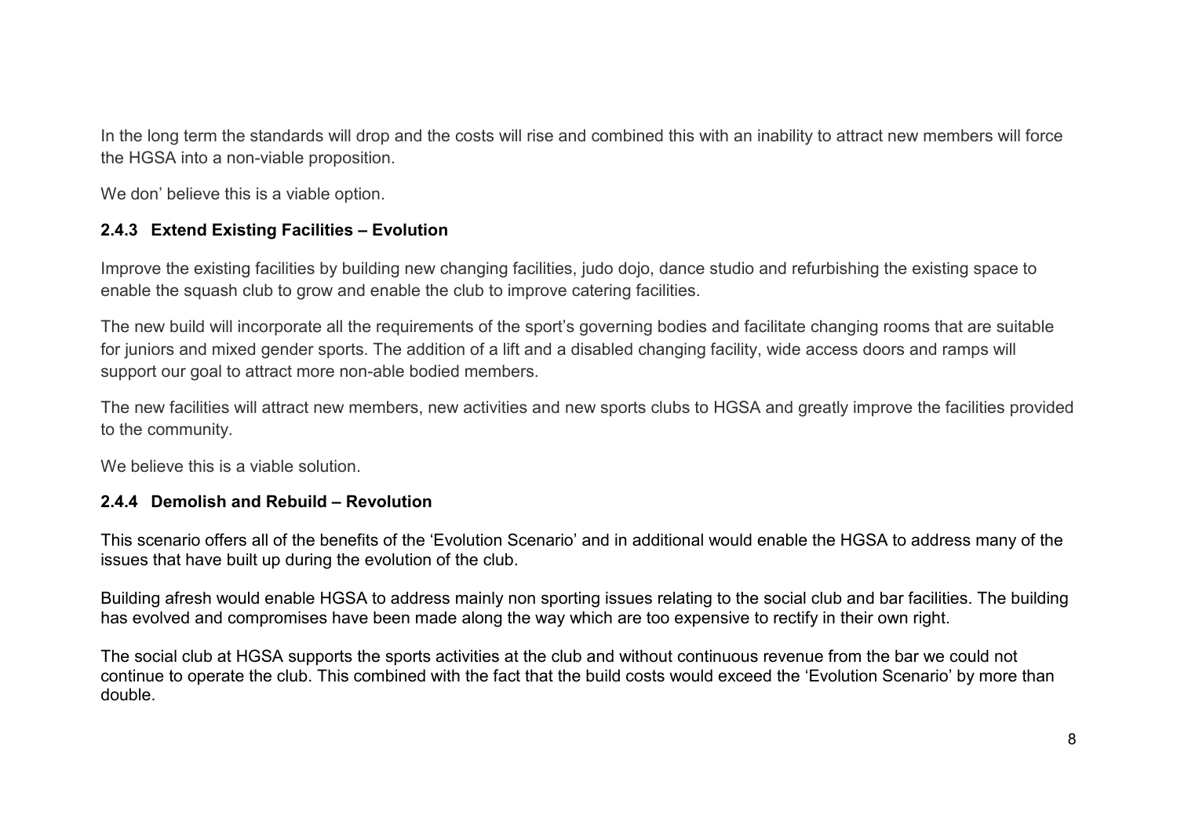In the long term the standards will drop and the costs will rise and combined this with an inability to attract new members will force the HGSA into a non-viable proposition.

We don' believe this is a viable option.

### 2.4.3 Extend Existing Facilities – Evolution

Improve the existing facilities by building new changing facilities, judo dojo, dance studio and refurbishing the existing space to enable the squash club to grow and enable the club to improve catering facilities.

The new build will incorporate all the requirements of the sport's governing bodies and facilitate changing rooms that are suitable for juniors and mixed gender sports. The addition of a lift and a disabled changing facility, wide access doors and ramps will support our goal to attract more non-able bodied members.

The new facilities will attract new members, new activities and new sports clubs to HGSA and greatly improve the facilities provided to the community.

We believe this is a viable solution.

### 2.4.4 Demolish and Rebuild – Revolution

This scenario offers all of the benefits of the 'Evolution Scenario' and in additional would enable the HGSA to address many of the issues that have built up during the evolution of the club.

Building afresh would enable HGSA to address mainly non sporting issues relating to the social club and bar facilities. The building has evolved and compromises have been made along the way which are too expensive to rectify in their own right.

The social club at HGSA supports the sports activities at the club and without continuous revenue from the bar we could not continue to operate the club. This combined with the fact that the build costs would exceed the 'Evolution Scenario' by more than double.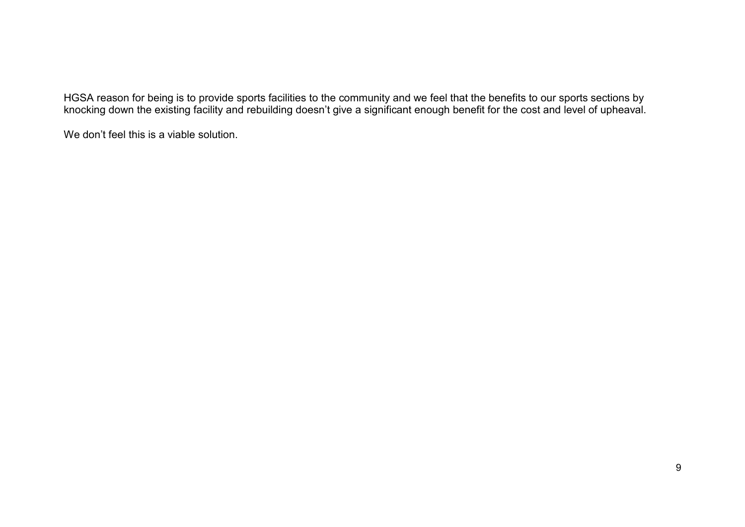HGSA reason for being is to provide sports facilities to the community and we feel that the benefits to our sports sections by knocking down the existing facility and rebuilding doesn’t give a significant enough benefit for the cost and level of upheaval.

We don’t feel this is a viable solution.